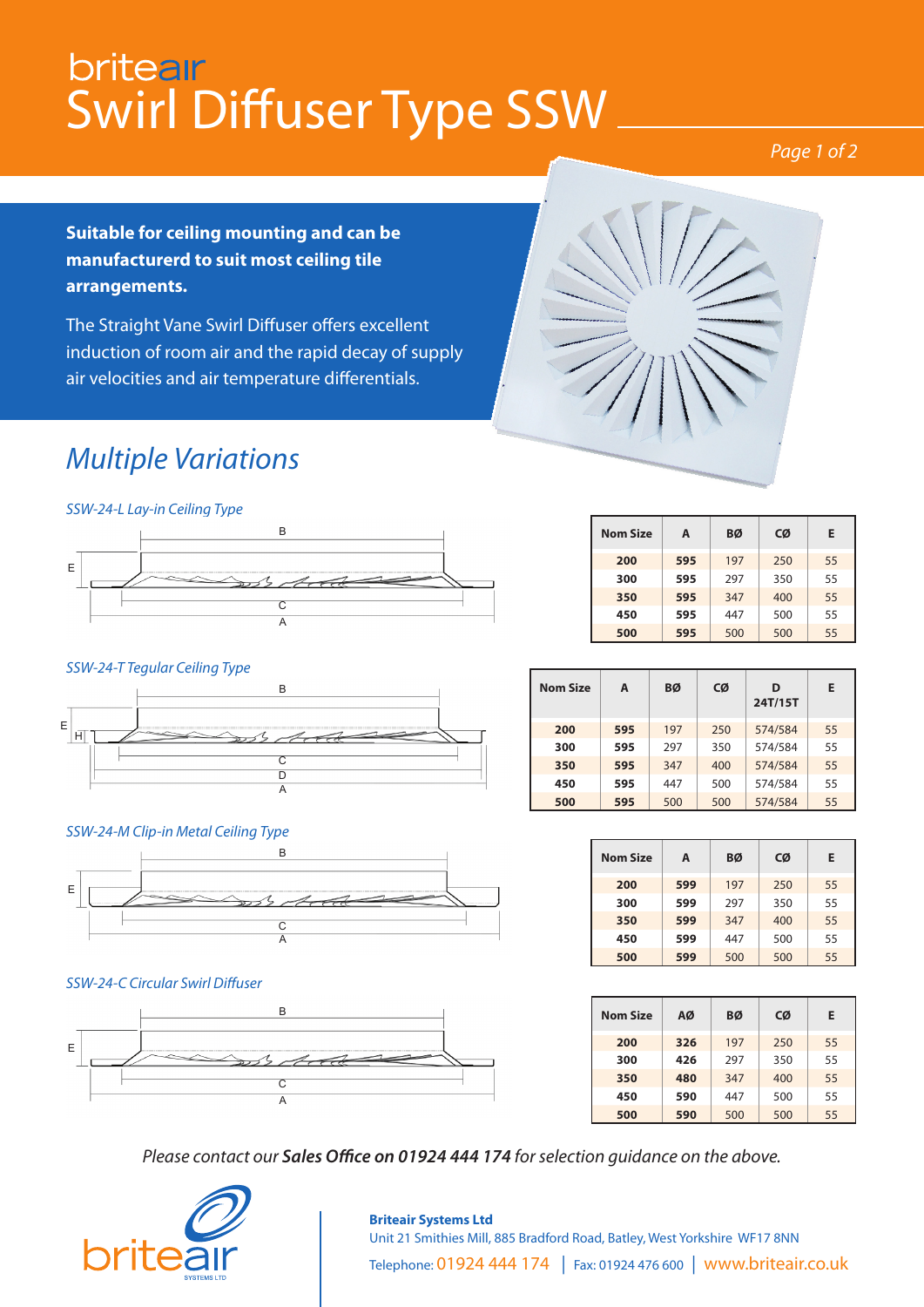# britea​ir
# Swirl Diffuser Type SSW

**Suitable for ceiling mounting and can be manufacturerd to suit most ceiling tile arrangements.**

The Straight Vane Swirl Diffuser offers excellent induction of room air and the rapid decay of supply air velocities and air temperature differentials.

## *Multiple Variations*

### *SSW-24-L Lay-in Ceiling Type*

| Nom Size | A | BØ | CØ | E |
|---|---|---|---|---|
| 200 | 595 | 197 | 250 | 55 |
| 300 | 595 | 297 | 350 | 55 |
| 350 | 595 | 347 | 400 | 55 |
| 450 | 595 | 447 | 500 | 55 |
| 500 | 595 | 500 | 500 | 55 |

### *SSW-24-T Tegular Ceiling Type*

| Nom Size | A | BØ | CØ | D 24T/15T | E |
|---|---|---|---|---|---|
| 200 | 595 | 197 | 250 | 574/584 | 55 |
| 300 | 595 | 297 | 350 | 574/584 | 55 |
| 350 | 595 | 347 | 400 | 574/584 | 55 |
| 450 | 595 | 447 | 500 | 574/584 | 55 |
| 500 | 595 | 500 | 500 | 574/584 | 55 |

### *SSW-24-M Clip-in Metal Ceiling Type*

| Nom Size | A | BØ | CØ | E |
|---|---|---|---|---|
| 200 | 599 | 197 | 250 | 55 |
| 300 | 599 | 297 | 350 | 55 |
| 350 | 599 | 347 | 400 | 55 |
| 450 | 599 | 447 | 500 | 55 |
| 500 | 599 | 500 | 500 | 55 |

### *SSW-24-C Circular Swirl Diffuser*

| Nom Size | AØ | BØ | CØ | E |
|---|---|---|---|---|
| 200 | 326 | 197 | 250 | 55 |
| 300 | 426 | 297 | 350 | 55 |
| 350 | 480 | 347 | 400 | 55 |
| 450 | 590 | 447 | 500 | 55 |
| 500 | 590 | 500 | 500 | 55 |

*Please contact our **Sales Office on 01924 444 174** for selection guidance on the above.*

**Briteair Systems Ltd**
Unit 21 Smithies Mill, 885 Bradford Road, Batley, West Yorkshire WF17 8NN
Telephone: 01924 444 174 | Fax: 01924 476 600 | www.briteair.co.uk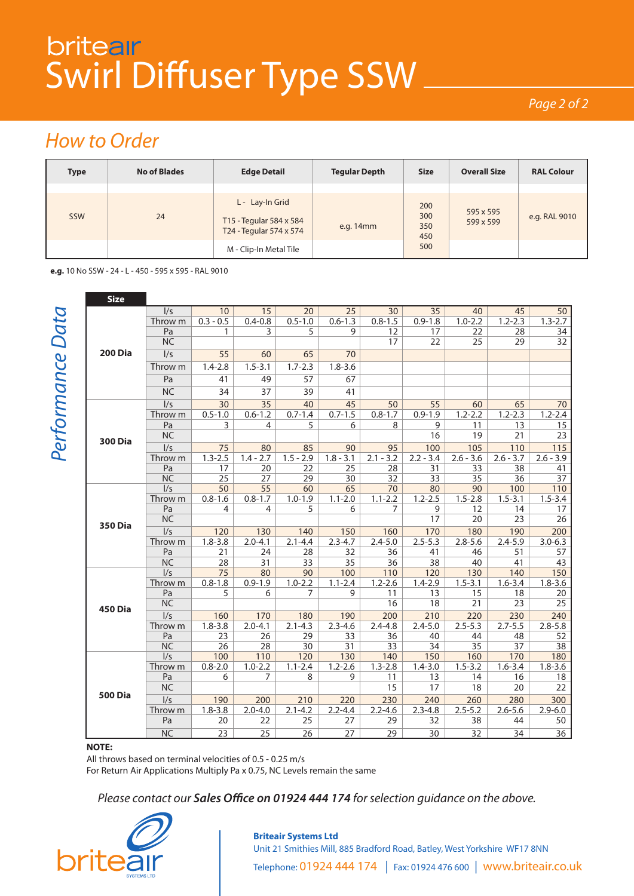# briteair Swirl Diffuser Type SSW

## How to Order

| Type | No of Blades | Edge Detail | Tegular Depth | Size | Overall Size | RAL Colour |
|---|---|---|---|---|---|---|
| SSW | 24 | L - Lay-In Grid<br>T15 - Tegular 584 x 584<br>T24 - Tegular 574 x 574<br>M - Clip-In Metal Tile | e.g. 14mm | 200<br>300<br>350<br>450<br>500 | 595 x 595<br>599 x 599 | e.g. RAL 9010 |

**e.g.** 10 No SSW - 24 - L - 450 - 595 x 595 - RAL 9010

## Performance Data

| Size | | | | | | | | | | |
|---|---|---|---|---|---|---|---|---|---|---|
| 200 Dia | l/s | 10 | 15 | 20 | 25 | 30 | 35 | 40 | 45 | 50 |
| | Throw m | 0.3 - 0.5 | 0.4-0.8 | 0.5-1.0 | 0.6-1.3 | 0.8-1.5 | 0.9-1.8 | 1.0-2.2 | 1.2-2.3 | 1.3-2.7 |
| | Pa | 1 | 3 | 5 | 9 | 12 | 17 | 22 | 28 | 34 |
| | NC | | | | | 17 | 22 | 25 | 29 | 32 |
| | l/s | 55 | 60 | 65 | 70 | | | | | |
| | Throw m | 1.4-2.8 | 1.5-3.1 | 1.7-2.3 | 1.8-3.6 | | | | | |
| | Pa | 41 | 49 | 57 | 67 | | | | | |
| | NC | 34 | 37 | 39 | 41 | | | | | |
| 300 Dia | l/s | 30 | 35 | 40 | 45 | 50 | 55 | 60 | 65 | 70 |
| | Throw m | 0.5-1.0 | 0.6-1.2 | 0.7-1.4 | 0.7-1.5 | 0.8-1.7 | 0.9-1.9 | 1.2-2.2 | 1.2-2.3 | 1.2-2.4 |
| | Pa | 3 | 4 | 5 | 6 | 8 | 9 | 11 | 13 | 15 |
| | NC | | | | | | 16 | 19 | 21 | 23 |
| | l/s | 75 | 80 | 85 | 90 | 95 | 100 | 105 | 110 | 115 |
| | Throw m | 1.3-2.5 | 1.4 - 2.7 | 1.5 - 2.9 | 1.8 - 3.1 | 2.1 - 3.2 | 2.2 - 3.4 | 2.6 - 3.6 | 2.6 - 3.7 | 2.6 - 3.9 |
| | Pa | 17 | 20 | 22 | 25 | 28 | 31 | 33 | 38 | 41 |
| | NC | 25 | 27 | 29 | 30 | 32 | 33 | 35 | 36 | 37 |
| 350 Dia | l/s | 50 | 55 | 60 | 65 | 70 | 80 | 90 | 100 | 110 |
| | Throw m | 0.8-1.6 | 0.8-1.7 | 1.0-1.9 | 1.1-2.0 | 1.1-2.2 | 1.2-2.5 | 1.5-2.8 | 1.5-3.1 | 1.5-3.4 |
| | Pa | 4 | 4 | 5 | 6 | 7 | 9 | 12 | 14 | 17 |
| | NC | | | | | | 17 | 20 | 23 | 26 |
| | l/s | 120 | 130 | 140 | 150 | 160 | 170 | 180 | 190 | 200 |
| | Throw m | 1.8-3.8 | 2.0-4.1 | 2.1-4.4 | 2.3-4.7 | 2.4-5.0 | 2.5-5.3 | 2.8-5.6 | 2.4-5.9 | 3.0-6.3 |
| | Pa | 21 | 24 | 28 | 32 | 36 | 41 | 46 | 51 | 57 |
| | NC | 28 | 31 | 33 | 35 | 36 | 38 | 40 | 41 | 43 |
| 450 Dia | l/s | 75 | 80 | 90 | 100 | 110 | 120 | 130 | 140 | 150 |
| | Throw m | 0.8-1.8 | 0.9-1.9 | 1.0-2.2 | 1.1-2.4 | 1.2-2.6 | 1.4-2.9 | 1.5-3.1 | 1.6-3.4 | 1.8-3.6 |
| | Pa | 5 | 6 | 7 | 9 | 11 | 13 | 15 | 18 | 20 |
| | NC | | | | | 16 | 18 | 21 | 23 | 25 |
| | l/s | 160 | 170 | 180 | 190 | 200 | 210 | 220 | 230 | 240 |
| | Throw m | 1.8-3.8 | 2.0-4.1 | 2.1-4.3 | 2.3-4.6 | 2.4-4.8 | 2.4-5.0 | 2.5-5.3 | 2.7-5.5 | 2.8-5.8 |
| | Pa | 23 | 26 | 29 | 33 | 36 | 40 | 44 | 48 | 52 |
| | NC | 26 | 28 | 30 | 31 | 33 | 34 | 35 | 37 | 38 |
| 500 Dia | l/s | 100 | 110 | 120 | 130 | 140 | 150 | 160 | 170 | 180 |
| | Throw m | 0.8-2.0 | 1.0-2.2 | 1.1-2.4 | 1.2-2.6 | 1.3-2.8 | 1.4-3.0 | 1.5-3.2 | 1.6-3.4 | 1.8-3.6 |
| | Pa | 6 | 7 | 8 | 9 | 11 | 13 | 14 | 16 | 18 |
| | NC | | | | | 15 | 17 | 18 | 20 | 22 |
| | l/s | 190 | 200 | 210 | 220 | 230 | 240 | 260 | 280 | 300 |
| | Throw m | 1.8-3.8 | 2.0-4.0 | 2.1-4.2 | 2.2-4.4 | 2.2-4.6 | 2.3-4.8 | 2.5-5.2 | 2.6-5.6 | 2.9-6.0 |
| | Pa | 20 | 22 | 25 | 27 | 29 | 32 | 38 | 44 | 50 |
| | NC | 23 | 25 | 26 | 27 | 29 | 30 | 32 | 34 | 36 |

**NOTE:**

All throws based on terminal velocities of 0.5 - 0.25 m/s

For Return Air Applications Multiply Pa x 0.75, NC Levels remain the same

*Please contact our **Sales Office on 01924 444 174** for selection guidance on the above.*

briteair SYSTEMS LTD

**Briteair Systems Ltd**
Unit 21 Smithies Mill, 885 Bradford Road, Batley, West Yorkshire WF17 8NN
Telephone: 01924 444 174 | Fax: 01924 476 600 | www.briteair.co.uk